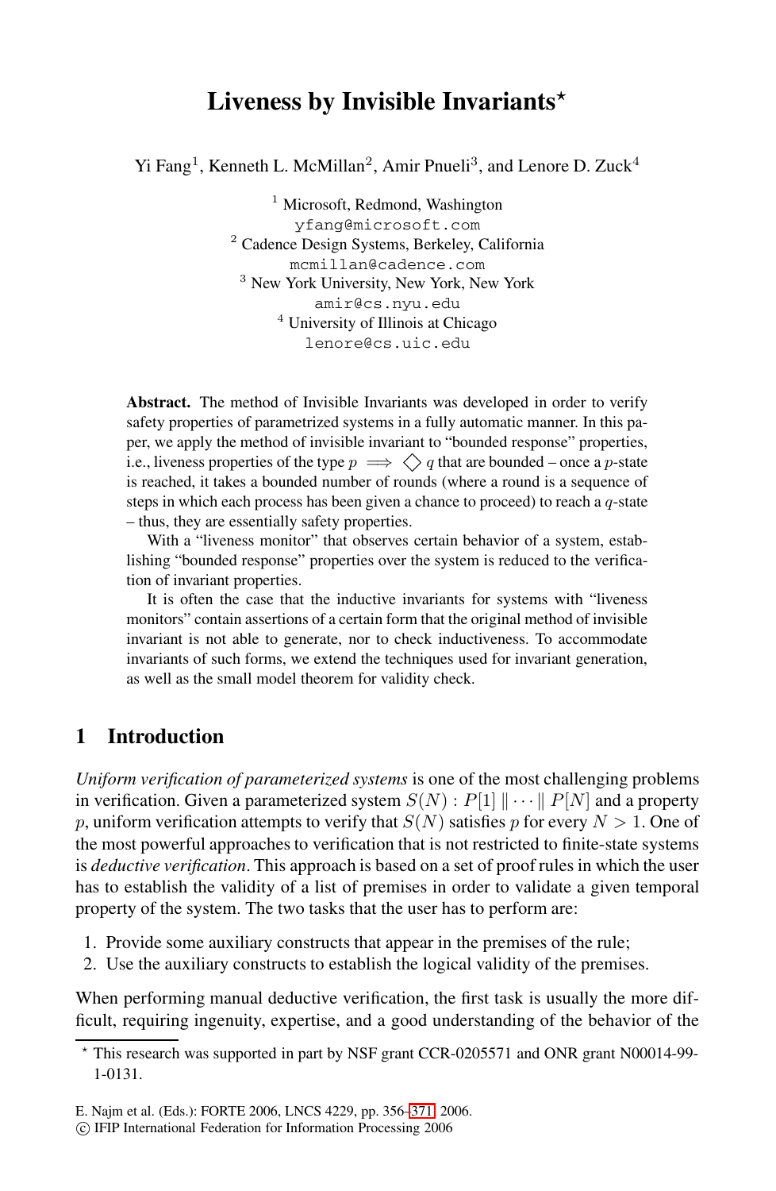# Liveness by Invisible Invariants*

Yi Fang[1], Kenneth L. McMillan[2], Amir Pnueli[3], and Lenore D. Zuck[4]

[1] Microsoft, Redmond, Washington
yfang@microsoft.com
[2] Cadence Design Systems, Berkeley, California
mcmillan@cadence.com
[3] New York University, New York, New York
amir@cs.nyu.edu
[4] University of Illinois at Chicago
lenore@cs.uic.edu

**Abstract.** The method of Invisible Invariants was developed in order to verify safety properties of parametrized systems in a fully automatic manner. In this paper, we apply the method of invisible invariant to "bounded response" properties, i.e., liveness properties of the type $p \implies \diamondsuit\, q$ that are bounded – once a $p$-state is reached, it takes a bounded number of rounds (where a round is a sequence of steps in which each process has been given a chance to proceed) to reach a $q$-state – thus, they are essentially safety properties.

With a "liveness monitor" that observes certain behavior of a system, establishing "bounded response" properties over the system is reduced to the verification of invariant properties.

It is often the case that the inductive invariants for systems with "liveness monitors" contain assertions of a certain form that the original method of invisible invariant is not able to generate, nor to check inductiveness. To accommodate invariants of such forms, we extend the techniques used for invariant generation, as well as the small model theorem for validity check.

## 1 Introduction

*Uniform verification of parameterized systems* is one of the most challenging problems in verification. Given a parameterized system $S(N) : P[1] \parallel \cdots \parallel P[N]$ and a property $p$, uniform verification attempts to verify that $S(N)$ satisfies $p$ for every $N > 1$. One of the most powerful approaches to verification that is not restricted to finite-state systems is *deductive verification*. This approach is based on a set of proof rules in which the user has to establish the validity of a list of premises in order to validate a given temporal property of the system. The two tasks that the user has to perform are:

1. Provide some auxiliary constructs that appear in the premises of the rule;
2. Use the auxiliary constructs to establish the logical validity of the premises.

When performing manual deductive verification, the first task is usually the more difficult, requiring ingenuity, expertise, and a good understanding of the behavior of the

* This research was supported in part by NSF grant CCR-0205571 and ONR grant N00014-99-1-0131.

E. Najm et al. (Eds.): FORTE 2006, LNCS 4229, pp. 356–371, 2006.
© IFIP International Federation for Information Processing 2006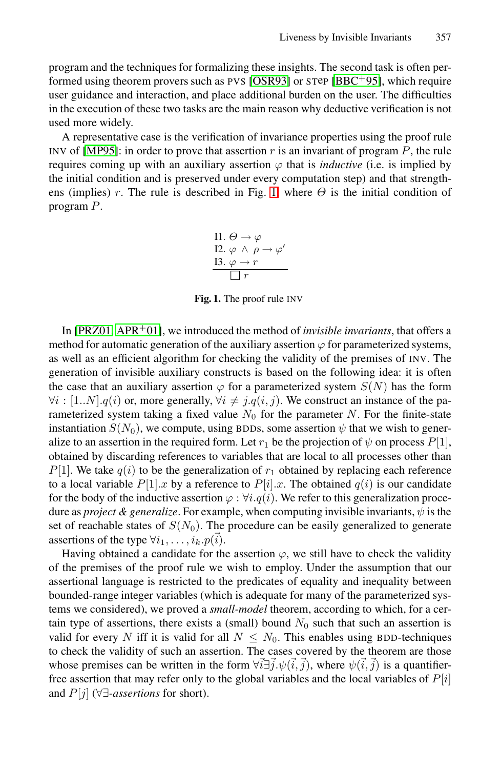program and the techniques for formalizing these insights. The second task is often performed using theorem provers such as PVS [OSR93] or STeP [BBC[+]95], which require user guidance and interaction, and place additional burden on the user. The difficulties in the execution of these two tasks are the main reason why deductive verification is not used more widely.

A representative case is the verification of invariance properties using the proof rule INV of [MP95]: in order to prove that assertion $r$ is an invariant of program $P$, the rule requires coming up with an auxiliary assertion $\varphi$ that is *inductive* (i.e. is implied by the initial condition and is preserved under every computation step) and that strengthens (implies) $r$. The rule is described in Fig. 1, where $\Theta$ is the initial condition of program $P$.

$$
\begin{array}{l}
\text{I1. } \Theta \rightarrow \varphi \\
\text{I2. } \varphi \wedge \rho \rightarrow \varphi' \\
\text{I3. } \varphi \rightarrow r \\
\hline
\qquad \square\, r
\end{array}
$$

**Fig. 1.** The proof rule INV

In [PRZ01, APR[+]01], we introduced the method of *invisible invariants*, that offers a method for automatic generation of the auxiliary assertion $\varphi$ for parameterized systems, as well as an efficient algorithm for checking the validity of the premises of INV. The generation of invisible auxiliary constructs is based on the following idea: it is often the case that an auxiliary assertion $\varphi$ for a parameterized system $S(N)$ has the form $\forall i : [1..N].q(i)$ or, more generally, $\forall i \neq j.q(i,j)$. We construct an instance of the parameterized system taking a fixed value $N_0$ for the parameter $N$. For the finite-state instantiation $S(N_0)$, we compute, using BDDs, some assertion $\psi$ that we wish to generalize to an assertion in the required form. Let $r_1$ be the projection of $\psi$ on process $P[1]$, obtained by discarding references to variables that are local to all processes other than $P[1]$. We take $q(i)$ to be the generalization of $r_1$ obtained by replacing each reference to a local variable $P[1].x$ by a reference to $P[i].x$. The obtained $q(i)$ is our candidate for the body of the inductive assertion $\varphi : \forall i.q(i)$. We refer to this generalization procedure as *project & generalize*. For example, when computing invisible invariants, $\psi$ is the set of reachable states of $S(N_0)$. The procedure can be easily generalized to generate assertions of the type $\forall i_1, \ldots, i_k.p(\vec{i})$.

Having obtained a candidate for the assertion $\varphi$, we still have to check the validity of the premises of the proof rule we wish to employ. Under the assumption that our assertional language is restricted to the predicates of equality and inequality between bounded-range integer variables (which is adequate for many of the parameterized systems we considered), we proved a *small-model* theorem, according to which, for a certain type of assertions, there exists a (small) bound $N_0$ such that such an assertion is valid for every $N$ iff it is valid for all $N \leq N_0$. This enables using BDD-techniques to check the validity of such an assertion. The cases covered by the theorem are those whose premises can be written in the form $\forall \vec{i} \exists \vec{j}.\psi(\vec{i},\vec{j})$, where $\psi(\vec{i},\vec{j})$ is a quantifier-free assertion that may refer only to the global variables and the local variables of $P[i]$ and $P[j]$ ($\forall\exists$-*assertions* for short).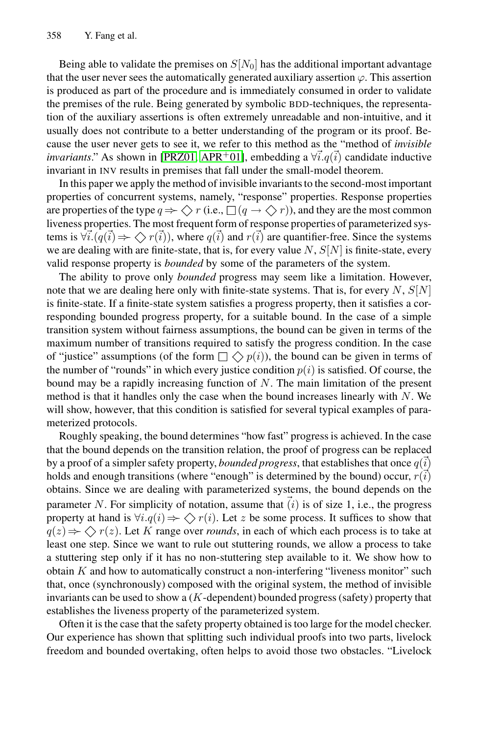Being able to validate the premises on $S[N_0]$ has the additional important advantage that the user never sees the automatically generated auxiliary assertion $\varphi$. This assertion is produced as part of the procedure and is immediately consumed in order to validate the premises of the rule. Being generated by symbolic BDD-techniques, the representation of the auxiliary assertions is often extremely unreadable and non-intuitive, and it usually does not contribute to a better understanding of the program or its proof. Because the user never gets to see it, we refer to this method as the "method of *invisible invariants*." As shown in [PRZ01, APR+01], embedding a $\forall\vec{i}.q(\vec{i})$ candidate inductive invariant in INV results in premises that fall under the small-model theorem.

In this paper we apply the method of invisible invariants to the second-most important properties of concurrent systems, namely, "response" properties. Response properties are properties of the type $q \Rightarrow \diamondsuit r$ (i.e., $\square(q \rightarrow \diamondsuit r)$), and they are the most common liveness properties. The most frequent form of response properties of parameterized systems is $\forall\vec{i}.(q(\vec{i}) \Rightarrow \diamondsuit r(\vec{i}))$, where $q(\vec{i})$ and $r(\vec{i})$ are quantifier-free. Since the systems we are dealing with are finite-state, that is, for every value $N$, $S[N]$ is finite-state, every valid response property is *bounded* by some of the parameters of the system.

The ability to prove only *bounded* progress may seem like a limitation. However, note that we are dealing here only with finite-state systems. That is, for every $N$, $S[N]$ is finite-state. If a finite-state system satisfies a progress property, then it satisfies a corresponding bounded progress property, for a suitable bound. In the case of a simple transition system without fairness assumptions, the bound can be given in terms of the maximum number of transitions required to satisfy the progress condition. In the case of "justice" assumptions (of the form $\square\diamondsuit p(i)$), the bound can be given in terms of the number of "rounds" in which every justice condition $p(i)$ is satisfied. Of course, the bound may be a rapidly increasing function of $N$. The main limitation of the present method is that it handles only the case when the bound increases linearly with $N$. We will show, however, that this condition is satisfied for several typical examples of parameterized protocols.

Roughly speaking, the bound determines "how fast" progress is achieved. In the case that the bound depends on the transition relation, the proof of progress can be replaced by a proof of a simpler safety property, *bounded progress*, that establishes that once $q(\vec{i})$ holds and enough transitions (where "enough" is determined by the bound) occur, $r(\vec{i})$ obtains. Since we are dealing with parameterized systems, the bound depends on the parameter $N$. For simplicity of notation, assume that $\vec{(i)}$ is of size 1, i.e., the progress property at hand is $\forall i.q(i) \Rightarrow \diamondsuit r(i)$. Let $z$ be some process. It suffices to show that $q(z) \Rightarrow \diamondsuit r(z)$. Let $K$ range over *rounds*, in each of which each process is to take at least one step. Since we want to rule out stuttering rounds, we allow a process to take a stuttering step only if it has no non-stuttering step available to it. We show how to obtain $K$ and how to automatically construct a non-interfering "liveness monitor" such that, once (synchronously) composed with the original system, the method of invisible invariants can be used to show a ($K$-dependent) bounded progress (safety) property that establishes the liveness property of the parameterized system.

Often it is the case that the safety property obtained is too large for the model checker. Our experience has shown that splitting such individual proofs into two parts, livelock freedom and bounded overtaking, often helps to avoid those two obstacles. "Livelock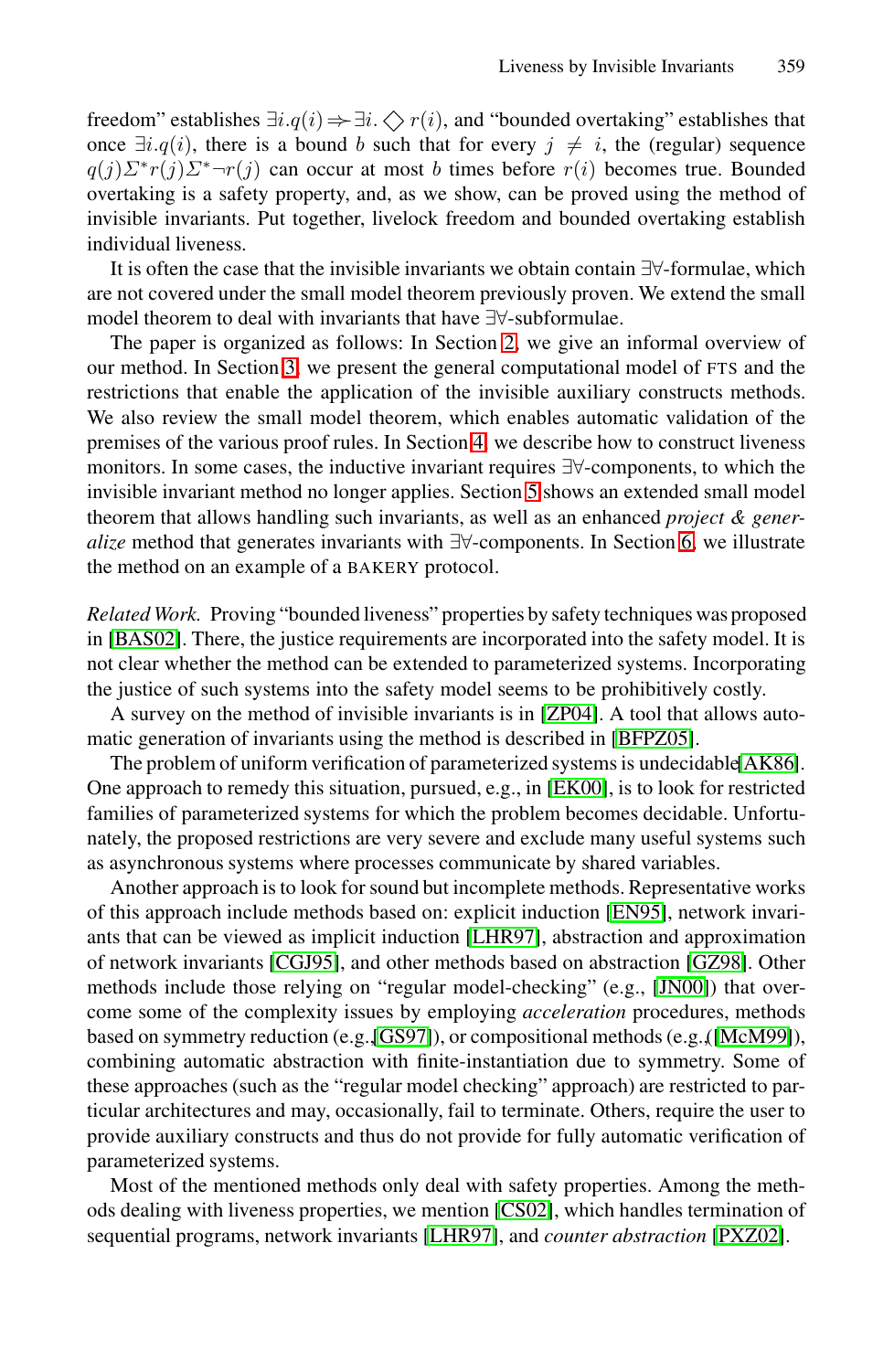freedom" establishes $\exists i.q(i) \Rightarrow \exists i. \diamondsuit r(i)$, and "bounded overtaking" establishes that once $\exists i.q(i)$, there is a bound $b$ such that for every $j \neq i$, the (regular) sequence $q(j)\Sigma^* r(j)\Sigma^* \neg r(j)$ can occur at most $b$ times before $r(i)$ becomes true. Bounded overtaking is a safety property, and, as we show, can be proved using the method of invisible invariants. Put together, livelock freedom and bounded overtaking establish individual liveness.

It is often the case that the invisible invariants we obtain contain $\exists\forall$-formulae, which are not covered under the small model theorem previously proven. We extend the small model theorem to deal with invariants that have $\exists\forall$-subformulae.

The paper is organized as follows: In Section 2, we give an informal overview of our method. In Section 3, we present the general computational model of FTS and the restrictions that enable the application of the invisible auxiliary constructs methods. We also review the small model theorem, which enables automatic validation of the premises of the various proof rules. In Section 4, we describe how to construct liveness monitors. In some cases, the inductive invariant requires $\exists\forall$-components, to which the invisible invariant method no longer applies. Section 5 shows an extended small model theorem that allows handling such invariants, as well as an enhanced *project & generalize* method that generates invariants with $\exists\forall$-components. In Section 6, we illustrate the method on an example of a BAKERY protocol.

*Related Work.* Proving "bounded liveness" properties by safety techniques was proposed in [BAS02]. There, the justice requirements are incorporated into the safety model. It is not clear whether the method can be extended to parameterized systems. Incorporating the justice of such systems into the safety model seems to be prohibitively costly.

A survey on the method of invisible invariants is in [ZP04]. A tool that allows automatic generation of invariants using the method is described in [BFPZ05].

The problem of uniform verification of parameterized systems is undecidable[AK86]. One approach to remedy this situation, pursued, e.g., in [EK00], is to look for restricted families of parameterized systems for which the problem becomes decidable. Unfortunately, the proposed restrictions are very severe and exclude many useful systems such as asynchronous systems where processes communicate by shared variables.

Another approach is to look for sound but incomplete methods. Representative works of this approach include methods based on: explicit induction [EN95], network invariants that can be viewed as implicit induction [LHR97], abstraction and approximation of network invariants [CGJ95], and other methods based on abstraction [GZ98]. Other methods include those relying on "regular model-checking" (e.g., [JN00]) that overcome some of the complexity issues by employing *acceleration* procedures, methods based on symmetry reduction (e.g.,[GS97]), or compositional methods (e.g.,([McM99]), combining automatic abstraction with finite-instantiation due to symmetry. Some of these approaches (such as the "regular model checking" approach) are restricted to particular architectures and may, occasionally, fail to terminate. Others, require the user to provide auxiliary constructs and thus do not provide for fully automatic verification of parameterized systems.

Most of the mentioned methods only deal with safety properties. Among the methods dealing with liveness properties, we mention [CS02], which handles termination of sequential programs, network invariants [LHR97], and *counter abstraction* [PXZ02].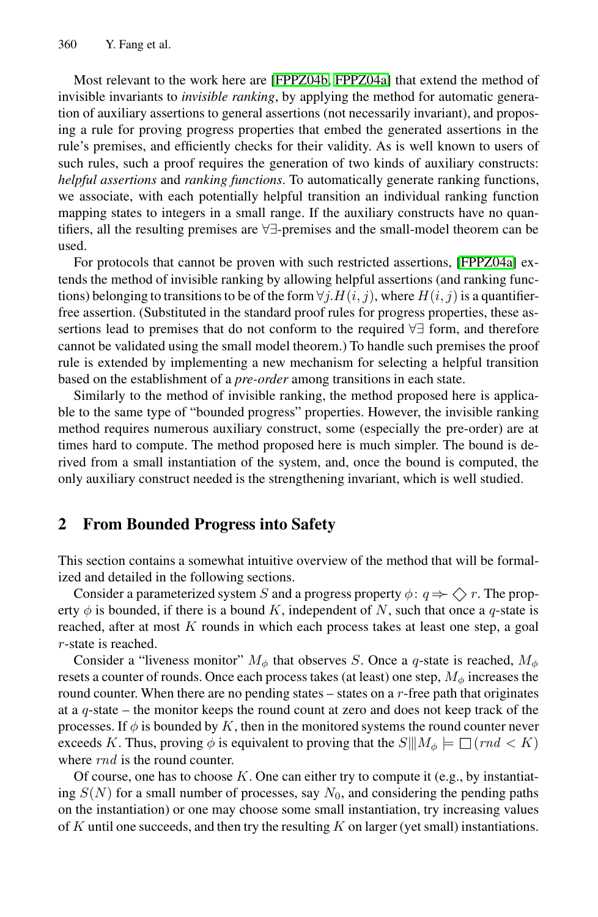Most relevant to the work here are [FPPZ04b, FPPZ04a] that extend the method of invisible invariants to *invisible ranking*, by applying the method for automatic generation of auxiliary assertions to general assertions (not necessarily invariant), and proposing a rule for proving progress properties that embed the generated assertions in the rule's premises, and efficiently checks for their validity. As is well known to users of such rules, such a proof requires the generation of two kinds of auxiliary constructs: *helpful assertions* and *ranking functions*. To automatically generate ranking functions, we associate, with each potentially helpful transition an individual ranking function mapping states to integers in a small range. If the auxiliary constructs have no quantifiers, all the resulting premises are $\forall\exists$-premises and the small-model theorem can be used.

For protocols that cannot be proven with such restricted assertions, [FPPZ04a] extends the method of invisible ranking by allowing helpful assertions (and ranking functions) belonging to transitions to be of the form $\forall j.H(i,j)$, where $H(i,j)$ is a quantifier-free assertion. (Substituted in the standard proof rules for progress properties, these assertions lead to premises that do not conform to the required $\forall\exists$ form, and therefore cannot be validated using the small model theorem.) To handle such premises the proof rule is extended by implementing a new mechanism for selecting a helpful transition based on the establishment of a *pre-order* among transitions in each state.

Similarly to the method of invisible ranking, the method proposed here is applicable to the same type of "bounded progress" properties. However, the invisible ranking method requires numerous auxiliary construct, some (especially the pre-order) are at times hard to compute. The method proposed here is much simpler. The bound is derived from a small instantiation of the system, and, once the bound is computed, the only auxiliary construct needed is the strengthening invariant, which is well studied.

## 2 From Bounded Progress into Safety

This section contains a somewhat intuitive overview of the method that will be formalized and detailed in the following sections.

Consider a parameterized system $S$ and a progress property $\phi\colon q \Rightarrow \Diamond\, r$. The property $\phi$ is bounded, if there is a bound $K$, independent of $N$, such that once a $q$-state is reached, after at most $K$ rounds in which each process takes at least one step, a goal $r$-state is reached.

Consider a "liveness monitor" $M_\phi$ that observes $S$. Once a $q$-state is reached, $M_\phi$ resets a counter of rounds. Once each process takes (at least) one step, $M_\phi$ increases the round counter. When there are no pending states – states on a $r$-free path that originates at a $q$-state – the monitor keeps the round count at zero and does not keep track of the processes. If $\phi$ is bounded by $K$, then in the monitored systems the round counter never exceeds $K$. Thus, proving $\phi$ is equivalent to proving that the $S \| M_\phi \models \Box(rnd < K)$ where $rnd$ is the round counter.

Of course, one has to choose $K$. One can either try to compute it (e.g., by instantiating $S(N)$ for a small number of processes, say $N_0$, and considering the pending paths on the instantiation) or one may choose some small instantiation, try increasing values of $K$ until one succeeds, and then try the resulting $K$ on larger (yet small) instantiations.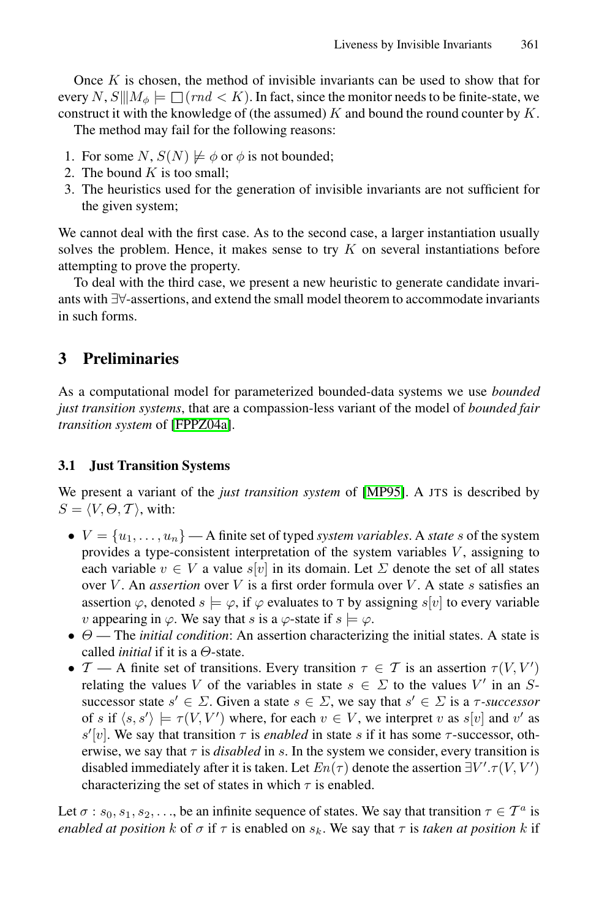Once $K$ is chosen, the method of invisible invariants can be used to show that for every $N$, $S|||M_\phi \models \Box(rnd < K)$. In fact, since the monitor needs to be finite-state, we construct it with the knowledge of (the assumed) $K$ and bound the round counter by $K$.

The method may fail for the following reasons:

1. For some $N$, $S(N) \not\models \phi$ or $\phi$ is not bounded;
2. The bound $K$ is too small;
3. The heuristics used for the generation of invisible invariants are not sufficient for the given system;

We cannot deal with the first case. As to the second case, a larger instantiation usually solves the problem. Hence, it makes sense to try $K$ on several instantiations before attempting to prove the property.

To deal with the third case, we present a new heuristic to generate candidate invariants with $\exists\forall$-assertions, and extend the small model theorem to accommodate invariants in such forms.

## 3 Preliminaries

As a computational model for parameterized bounded-data systems we use *bounded just transition systems*, that are a compassion-less variant of the model of *bounded fair transition system* of [FPPZ04a].

### 3.1 Just Transition Systems

We present a variant of the *just transition system* of [MP95]. A JTS is described by $S = \langle V, \Theta, \mathcal{T} \rangle$, with:

- $V = \{u_1, \ldots, u_n\}$ — A finite set of typed *system variables*. A *state* $s$ of the system provides a type-consistent interpretation of the system variables $V$, assigning to each variable $v \in V$ a value $s[v]$ in its domain. Let $\Sigma$ denote the set of all states over $V$. An *assertion* over $V$ is a first order formula over $V$. A state $s$ satisfies an assertion $\varphi$, denoted $s \models \varphi$, if $\varphi$ evaluates to T by assigning $s[v]$ to every variable $v$ appearing in $\varphi$. We say that $s$ is a $\varphi$-state if $s \models \varphi$.
- $\Theta$ — The *initial condition*: An assertion characterizing the initial states. A state is called *initial* if it is a $\Theta$-state.
- $\mathcal{T}$ — A finite set of transitions. Every transition $\tau \in \mathcal{T}$ is an assertion $\tau(V, V')$ relating the values $V$ of the variables in state $s \in \Sigma$ to the values $V'$ in an $S$-successor state $s' \in \Sigma$. Given a state $s \in \Sigma$, we say that $s' \in \Sigma$ is a $\tau$*-successor* of $s$ if $\langle s, s' \rangle \models \tau(V, V')$ where, for each $v \in V$, we interpret $v$ as $s[v]$ and $v'$ as $s'[v]$. We say that transition $\tau$ is *enabled* in state $s$ if it has some $\tau$-successor, otherwise, we say that $\tau$ is *disabled* in $s$. In the system we consider, every transition is disabled immediately after it is taken. Let $En(\tau)$ denote the assertion $\exists V'.\tau(V, V')$ characterizing the set of states in which $\tau$ is enabled.

Let $\sigma : s_0, s_1, s_2, \ldots$, be an infinite sequence of states. We say that transition $\tau \in \mathcal{T}^a$ is *enabled at position* $k$ of $\sigma$ if $\tau$ is enabled on $s_k$. We say that $\tau$ is *taken at position* $k$ if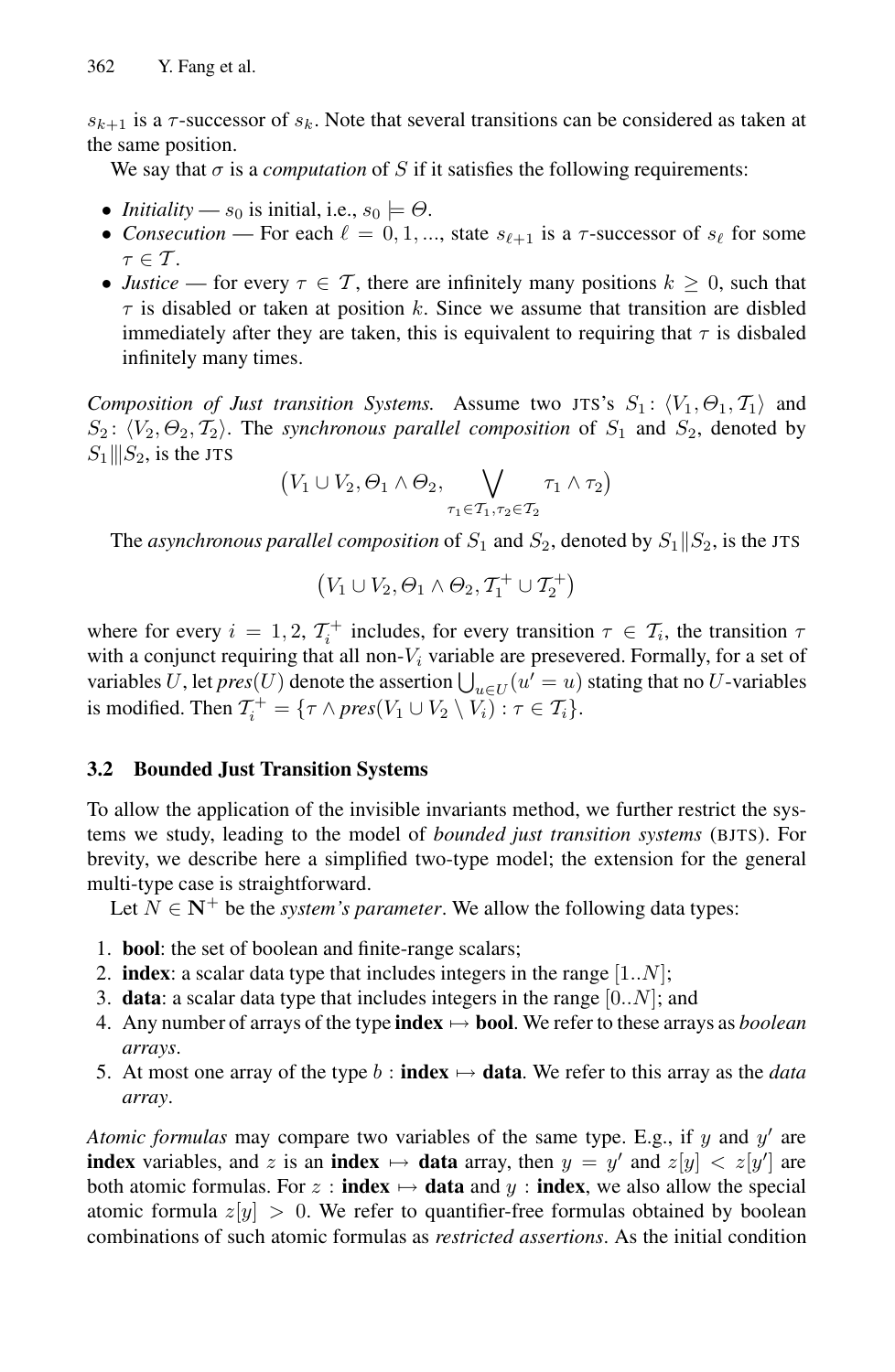$s_{k+1}$ is a $\tau$-successor of $s_k$. Note that several transitions can be considered as taken at the same position.

We say that $\sigma$ is a *computation* of $S$ if it satisfies the following requirements:

- *Initiality* — $s_0$ is initial, i.e., $s_0 \models \Theta$.
- *Consecution* — For each $\ell = 0, 1, ...$, state $s_{\ell+1}$ is a $\tau$-successor of $s_\ell$ for some $\tau \in \mathcal{T}$.
- *Justice* — for every $\tau \in \mathcal{T}$, there are infinitely many positions $k \geq 0$, such that $\tau$ is disabled or taken at position $k$. Since we assume that transition are disbled immediately after they are taken, this is equivalent to requiring that $\tau$ is disbaled infinitely many times.

*Composition of Just transition Systems.* Assume two JTS's $S_1\colon \langle V_1, \Theta_1, \mathcal{T}_1\rangle$ and $S_2\colon \langle V_2, \Theta_2, \mathcal{T}_2\rangle$. The *synchronous parallel composition* of $S_1$ and $S_2$, denoted by $S_1 \| \! | S_2$, is the JTS

$$\big(V_1 \cup V_2, \Theta_1 \wedge \Theta_2, \bigvee_{\tau_1 \in \mathcal{T}_1, \tau_2 \in \mathcal{T}_2} \tau_1 \wedge \tau_2\big)$$

The *asynchronous parallel composition* of $S_1$ and $S_2$, denoted by $S_1 \| S_2$, is the JTS

$$\big(V_1 \cup V_2, \Theta_1 \wedge \Theta_2, \mathcal{T}_1^+ \cup \mathcal{T}_2^+\big)$$

where for every $i = 1, 2$, $\mathcal{T}_i^+$ includes, for every transition $\tau \in \mathcal{T}_i$, the transition $\tau$ with a conjunct requiring that all non-$V_i$ variable are presevered. Formally, for a set of variables $U$, let *pres*$(U)$ denote the assertion $\bigcup_{u \in U}(u' = u)$ stating that no $U$-variables is modified. Then $\mathcal{T}_i^+ = \{\tau \wedge \textit{pres}(V_1 \cup V_2 \setminus V_i) : \tau \in \mathcal{T}_i\}$.

### 3.2 Bounded Just Transition Systems

To allow the application of the invisible invariants method, we further restrict the systems we study, leading to the model of *bounded just transition systems* (BJTS). For brevity, we describe here a simplified two-type model; the extension for the general multi-type case is straightforward.

Let $N \in \mathbf{N}^+$ be the *system's parameter*. We allow the following data types:

1. **bool**: the set of boolean and finite-range scalars;
2. **index**: a scalar data type that includes integers in the range $[1..N]$;
3. **data**: a scalar data type that includes integers in the range $[0..N]$; and
4. Any number of arrays of the type **index** $\mapsto$ **bool**. We refer to these arrays as *boolean arrays*.
5. At most one array of the type $b$ : **index** $\mapsto$ **data**. We refer to this array as the *data array*.

*Atomic formulas* may compare two variables of the same type. E.g., if $y$ and $y'$ are **index** variables, and $z$ is an **index** $\mapsto$ **data** array, then $y = y'$ and $z[y] < z[y']$ are both atomic formulas. For $z$ : **index** $\mapsto$ **data** and $y$ : **index**, we also allow the special atomic formula $z[y] > 0$. We refer to quantifier-free formulas obtained by boolean combinations of such atomic formulas as *restricted assertions*. As the initial condition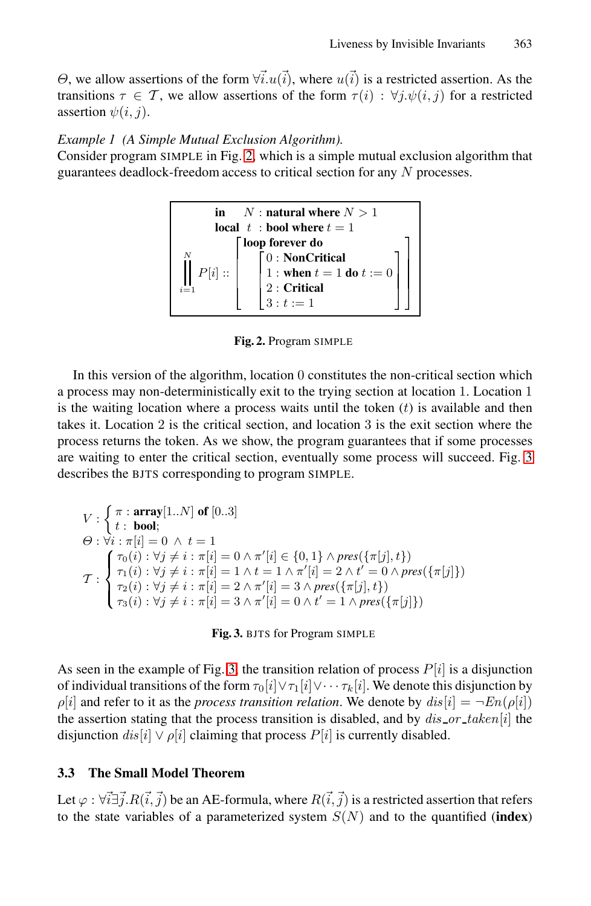$\Theta$, we allow assertions of the form $\forall \vec{i}. u(\vec{i})$, where $u(\vec{i})$ is a restricted assertion. As the transitions $\tau \in \mathcal{T}$, we allow assertions of the form $\tau(i) : \forall j. \psi(i, j)$ for a restricted assertion $\psi(i, j)$.

*Example 1 (A Simple Mutual Exclusion Algorithm).*
Consider program SIMPLE in Fig. 2, which is a simple mutual exclusion algorithm that guarantees deadlock-freedom access to critical section for any $N$ processes.

$$
\begin{array}{l}
\textbf{in} \quad N : \textbf{natural where } N > 1 \\
\textbf{local} \;\; t \;\; : \textbf{bool where } t = 1 \\
\overset{N}{\underset{i=1}{\Big\|}} P[i] :: \left[ \begin{array}{l} \textbf{loop forever do} \\ \left[ \begin{array}{l} 0 : \textbf{NonCritical} \\ 1 : \textbf{when } t = 1 \textbf{ do } t := 0 \\ 2 : \textbf{Critical} \\ 3 : t := 1 \end{array} \right] \end{array} \right]
\end{array}
$$

**Fig. 2.** Program SIMPLE

In this version of the algorithm, location 0 constitutes the non-critical section which a process may non-deterministically exit to the trying section at location 1. Location 1 is the waiting location where a process waits until the token ($t$) is available and then takes it. Location 2 is the critical section, and location 3 is the exit section where the process returns the token. As we show, the program guarantees that if some processes are waiting to enter the critical section, eventually some process will succeed. Fig. 3 describes the BJTS corresponding to program SIMPLE.

$$
\begin{array}{l}
V : \begin{cases} \pi : \textbf{array}[1..N] \textbf{ of } [0..3] \\ t : \;\textbf{bool}; \end{cases} \\
\Theta : \forall i : \pi[i] = 0 \;\wedge\; t = 1 \\
\mathcal{T} : \begin{cases} \tau_0(i) : \forall j \neq i : \pi[i] = 0 \wedge \pi'[i] \in \{0, 1\} \wedge \mathit{pres}(\{\pi[j], t\}) \\ \tau_1(i) : \forall j \neq i : \pi[i] = 1 \wedge t = 1 \wedge \pi'[i] = 2 \wedge t' = 0 \wedge \mathit{pres}(\{\pi[j]\}) \\ \tau_2(i) : \forall j \neq i : \pi[i] = 2 \wedge \pi'[i] = 3 \wedge \mathit{pres}(\{\pi[j], t\}) \\ \tau_3(i) : \forall j \neq i : \pi[i] = 3 \wedge \pi'[i] = 0 \wedge t' = 1 \wedge \mathit{pres}(\{\pi[j]\}) \end{cases}
\end{array}
$$

**Fig. 3.** BJTS for Program SIMPLE

As seen in the example of Fig. 3, the transition relation of process $P[i]$ is a disjunction of individual transitions of the form $\tau_0[i] \vee \tau_1[i] \vee \cdots \tau_k[i]$. We denote this disjunction by $\rho[i]$ and refer to it as the *process transition relation*. We denote by $\mathit{dis}[i] = \neg En(\rho[i])$ the assertion stating that the process transition is disabled, and by $\mathit{dis\_or\_taken}[i]$ the disjunction $\mathit{dis}[i] \vee \rho[i]$ claiming that process $P[i]$ is currently disabled.

### 3.3 The Small Model Theorem

Let $\varphi : \forall \vec{i} \exists \vec{j}. R(\vec{i}, \vec{j})$ be an AE-formula, where $R(\vec{i}, \vec{j})$ is a restricted assertion that refers to the state variables of a parameterized system $S(N)$ and to the quantified (**index**)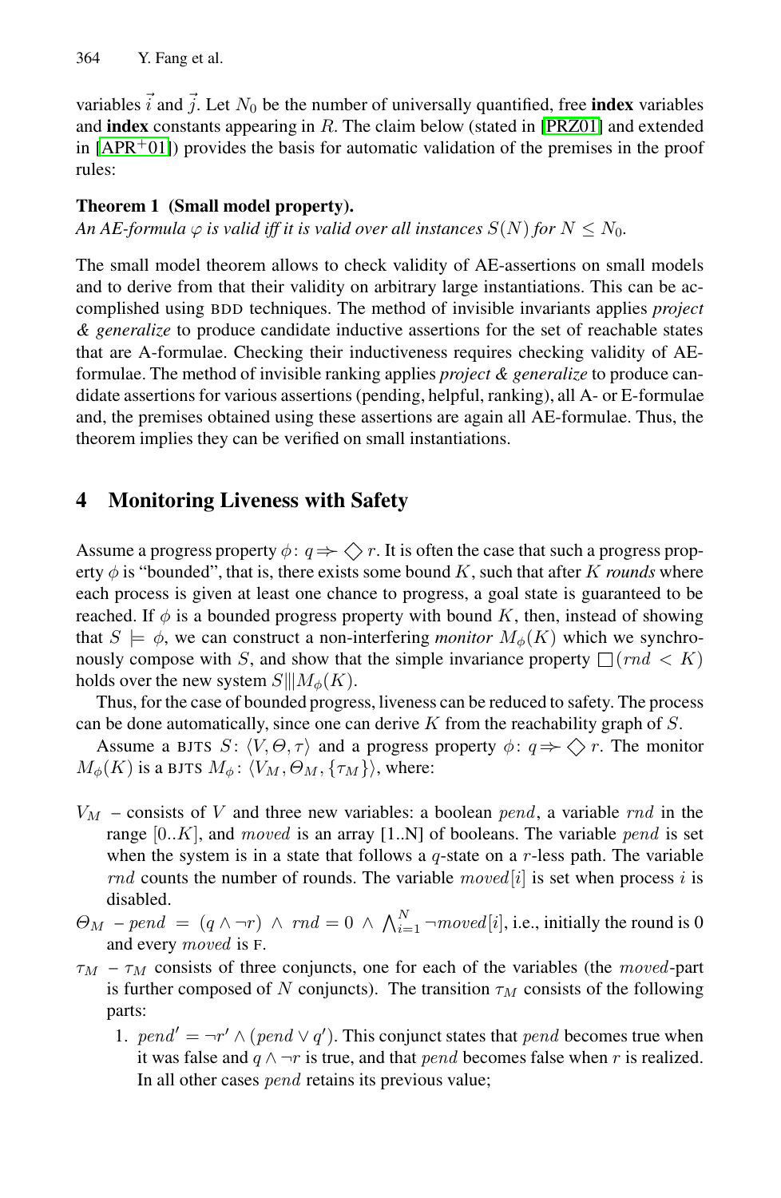variables $\vec{i}$ and $\vec{j}$. Let $N_0$ be the number of universally quantified, free **index** variables and **index** constants appearing in $R$. The claim below (stated in [PRZ01] and extended in [APR+01]) provides the basis for automatic validation of the premises in the proof rules:

**Theorem 1 (Small model property).**
*An AE-formula $\varphi$ is valid iff it is valid over all instances $S(N)$ for $N \leq N_0$.*

The small model theorem allows to check validity of AE-assertions on small models and to derive from that their validity on arbitrary large instantiations. This can be accomplished using BDD techniques. The method of invisible invariants applies *project & generalize* to produce candidate inductive assertions for the set of reachable states that are A-formulae. Checking their inductiveness requires checking validity of AE-formulae. The method of invisible ranking applies *project & generalize* to produce candidate assertions for various assertions (pending, helpful, ranking), all A- or E-formulae and, the premises obtained using these assertions are again all AE-formulae. Thus, the theorem implies they can be verified on small instantiations.

## 4 Monitoring Liveness with Safety

Assume a progress property $\phi\colon q \Rightarrow \diamondsuit\, r$. It is often the case that such a progress property $\phi$ is "bounded", that is, there exists some bound $K$, such that after $K$ *rounds* where each process is given at least one chance to progress, a goal state is guaranteed to be reached. If $\phi$ is a bounded progress property with bound $K$, then, instead of showing that $S \models \phi$, we can construct a non-interfering *monitor* $M_\phi(K)$ which we synchronously compose with $S$, and show that the simple invariance property $\square(rnd < K)$ holds over the new system $S |\!|\!| M_\phi(K)$.

Thus, for the case of bounded progress, liveness can be reduced to safety. The process can be done automatically, since one can derive $K$ from the reachability graph of $S$.

Assume a BJTS $S\colon \langle V, \Theta, \tau\rangle$ and a progress property $\phi\colon q \Rightarrow \diamondsuit\, r$. The monitor $M_\phi(K)$ is a BJTS $M_\phi\colon \langle V_M, \Theta_M, \{\tau_M\}\rangle$, where:

- $V_M$ – consists of $V$ and three new variables: a boolean $pend$, a variable $rnd$ in the range $[0..K]$, and $moved$ is an array [1..N] of booleans. The variable $pend$ is set when the system is in a state that follows a $q$-state on a $r$-less path. The variable $rnd$ counts the number of rounds. The variable $moved[i]$ is set when process $i$ is disabled.
- $\Theta_M$ – $pend = (q \wedge \neg r) \wedge rnd = 0 \wedge \bigwedge_{i=1}^{N} \neg moved[i]$, i.e., initially the round is 0 and every $moved$ is F.
- $\tau_M$ – $\tau_M$ consists of three conjuncts, one for each of the variables (the $moved$-part is further composed of $N$ conjuncts). The transition $\tau_M$ consists of the following parts:
  1. $pend' = \neg r' \wedge (pend \vee q')$. This conjunct states that $pend$ becomes true when it was false and $q \wedge \neg r$ is true, and that $pend$ becomes false when $r$ is realized. In all other cases $pend$ retains its previous value;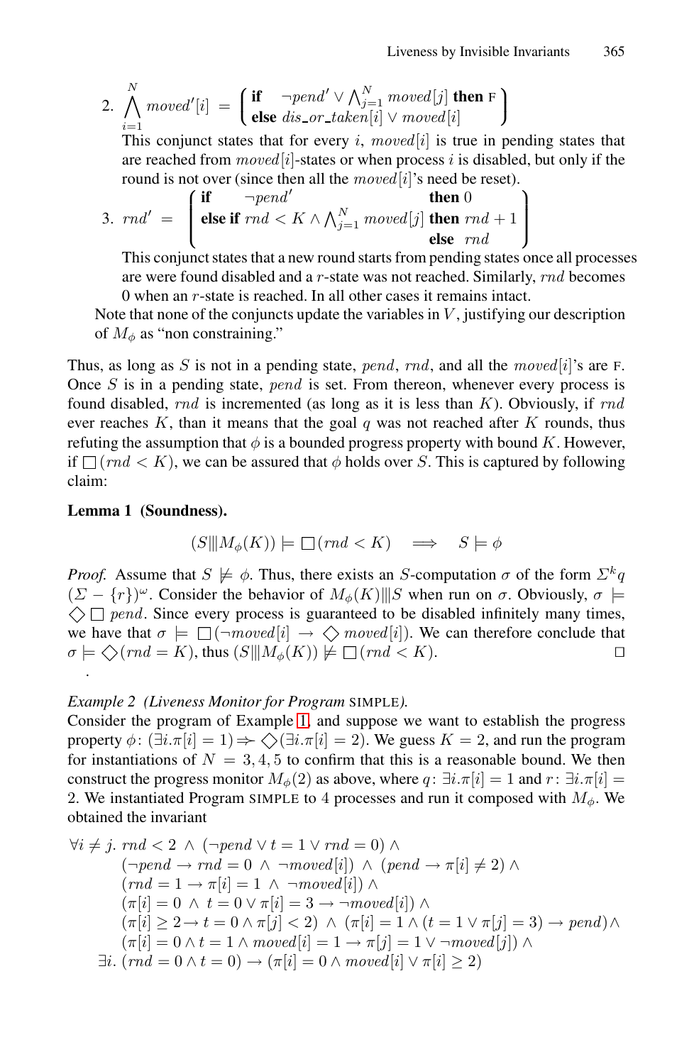2. $\bigwedge_{i=1}^{N} moved'[i] = \left( \begin{array}{l} \textbf{if} \quad \neg pend' \vee \bigwedge_{j=1}^{N} moved[j] \ \textbf{then} \ \mathrm{F} \\ \textbf{else} \ dis\_or\_taken[i] \vee moved[i] \end{array} \right)$

   This conjunct states that for every $i$, $moved[i]$ is true in pending states that are reached from $moved[i]$-states or when process $i$ is disabled, but only if the round is not over (since then all the $moved[i]$'s need be reset).

3. $rnd' = \left( \begin{array}{lll} \textbf{if} & \neg pend' & \textbf{then} \ 0 \\ \textbf{else if} & rnd < K \wedge \bigwedge_{j=1}^{N} moved[j] & \textbf{then} \ rnd + 1 \\ & & \textbf{else} \ \ rnd \end{array} \right)$

   This conjunct states that a new round starts from pending states once all processes are were found disabled and a $r$-state was not reached. Similarly, $rnd$ becomes 0 when an $r$-state is reached. In all other cases it remains intact.

Note that none of the conjuncts update the variables in $V$, justifying our description of $M_\phi$ as "non constraining."

Thus, as long as $S$ is not in a pending state, $pend$, $rnd$, and all the $moved[i]$'s are F. Once $S$ is in a pending state, $pend$ is set. From thereon, whenever every process is found disabled, $rnd$ is incremented (as long as it is less than $K$). Obviously, if $rnd$ ever reaches $K$, than it means that the goal $q$ was not reached after $K$ rounds, thus refuting the assumption that $\phi$ is a bounded progress property with bound $K$. However, if $\square(rnd < K)$, we can be assured that $\phi$ holds over $S$. This is captured by following claim:

**Lemma 1 (Soundness).**

$$(S \| M_\phi(K)) \models \square(rnd < K) \quad \Longrightarrow \quad S \models \phi$$

*Proof.* Assume that $S \not\models \phi$. Thus, there exists an $S$-computation $\sigma$ of the form $\Sigma^k q$ $(\Sigma - \{r\})^\omega$. Consider the behavior of $M_\phi(K) \| S$ when run on $\sigma$. Obviously, $\sigma \models \diamond \square \ pend$. Since every process is guaranteed to be disabled infinitely many times, we have that $\sigma \models \square(\neg moved[i] \rightarrow \diamond \ moved[i])$. We can therefore conclude that $\sigma \models \diamond(rnd = K)$, thus $(S \| M_\phi(K)) \not\models \square(rnd < K)$. □

.

*Example 2 (Liveness Monitor for Program* SIMPLE*).*
Consider the program of Example 1, and suppose we want to establish the progress property $\phi$: $(\exists i.\pi[i] = 1) \Rightarrow \diamond(\exists i.\pi[i] = 2)$. We guess $K = 2$, and run the program for instantiations of $N = 3, 4, 5$ to confirm that this is a reasonable bound. We then construct the progress monitor $M_\phi(2)$ as above, where $q$: $\exists i.\pi[i] = 1$ and $r$: $\exists i.\pi[i] = 2$. We instantiated Program SIMPLE to 4 processes and run it composed with $M_\phi$. We obtained the invariant

$$
\begin{array}{l}
\forall i \neq j.\ rnd < 2 \ \wedge \ (\neg pend \vee t = 1 \vee rnd = 0) \ \wedge \\
\qquad (\neg pend \rightarrow rnd = 0 \ \wedge \ \neg moved[i]) \ \wedge \ (pend \rightarrow \pi[i] \neq 2) \ \wedge \\
\qquad (rnd = 1 \rightarrow \pi[i] = 1 \ \wedge \ \neg moved[i]) \ \wedge \\
\qquad (\pi[i] = 0 \ \wedge \ t = 0 \vee \pi[i] = 3 \rightarrow \neg moved[i]) \ \wedge \\
\qquad (\pi[i] \geq 2 \rightarrow t = 0 \wedge \pi[j] < 2) \ \wedge \ (\pi[i] = 1 \wedge (t = 1 \vee \pi[j] = 3) \rightarrow pend) \wedge \\
\qquad (\pi[i] = 0 \wedge t = 1 \wedge moved[i] = 1 \rightarrow \pi[j] = 1 \vee \neg moved[j]) \ \wedge \\
\exists i.\ (rnd = 0 \wedge t = 0) \rightarrow (\pi[i] = 0 \wedge moved[i] \vee \pi[i] \geq 2)
\end{array}
$$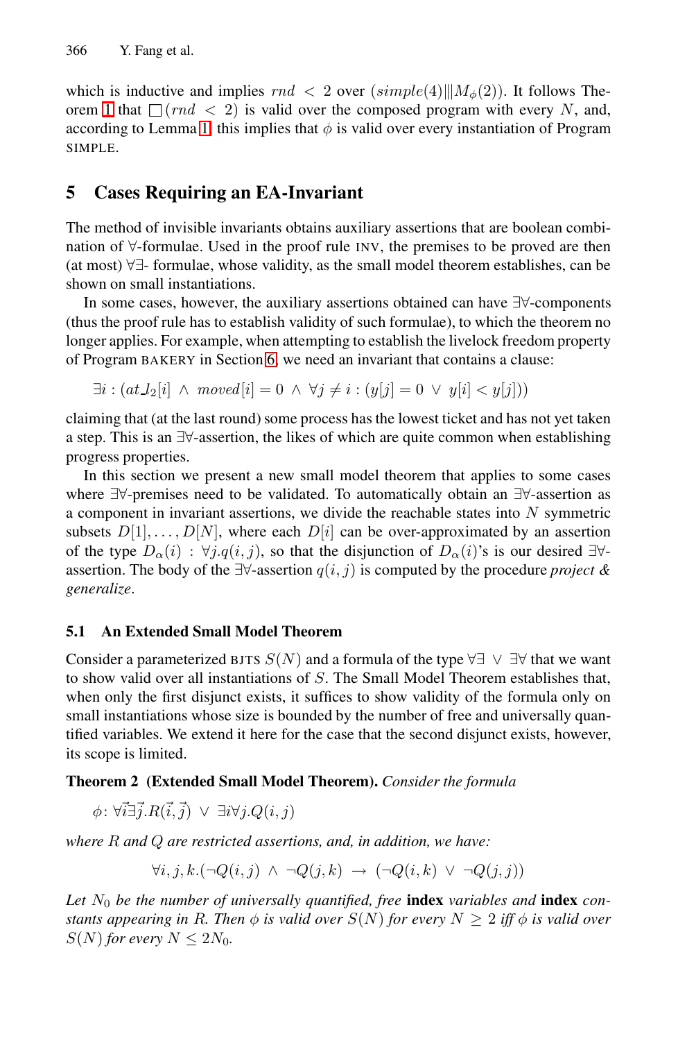which is inductive and implies $rnd < 2$ over $(simple(4) \| M_\phi(2))$. It follows Theorem 1 that $\square(rnd < 2)$ is valid over the composed program with every $N$, and, according to Lemma 1, this implies that $\phi$ is valid over every instantiation of Program SIMPLE.

## 5 Cases Requiring an EA-Invariant

The method of invisible invariants obtains auxiliary assertions that are boolean combination of $\forall$-formulae. Used in the proof rule INV, the premises to be proved are then (at most) $\forall\exists$- formulae, whose validity, as the small model theorem establishes, can be shown on small instantiations.

In some cases, however, the auxiliary assertions obtained can have $\exists\forall$-components (thus the proof rule has to establish validity of such formulae), to which the theorem no longer applies. For example, when attempting to establish the livelock freedom property of Program BAKERY in Section 6, we need an invariant that contains a clause:

$$\exists i : (at\_l_2[i] \;\wedge\; moved[i] = 0 \;\wedge\; \forall j \neq i : (y[j] = 0 \;\vee\; y[i] < y[j]))$$

claiming that (at the last round) some process has the lowest ticket and has not yet taken a step. This is an $\exists\forall$-assertion, the likes of which are quite common when establishing progress properties.

In this section we present a new small model theorem that applies to some cases where $\exists\forall$-premises need to be validated. To automatically obtain an $\exists\forall$-assertion as a component in invariant assertions, we divide the reachable states into $N$ symmetric subsets $D[1], \ldots, D[N]$, where each $D[i]$ can be over-approximated by an assertion of the type $D_\alpha(i) : \forall j.q(i,j)$, so that the disjunction of $D_\alpha(i)$'s is our desired $\exists\forall$-assertion. The body of the $\exists\forall$-assertion $q(i,j)$ is computed by the procedure *project & generalize*.

### 5.1 An Extended Small Model Theorem

Consider a parameterized BJTS $S(N)$ and a formula of the type $\forall\exists \;\vee\; \exists\forall$ that we want to show valid over all instantiations of $S$. The Small Model Theorem establishes that, when only the first disjunct exists, it suffices to show validity of the formula only on small instantiations whose size is bounded by the number of free and universally quantified variables. We extend it here for the case that the second disjunct exists, however, its scope is limited.

**Theorem 2 (Extended Small Model Theorem).** *Consider the formula*

$$\phi \colon \forall \vec{i} \exists \vec{j}. R(\vec{i}, \vec{j}) \;\vee\; \exists i \forall j. Q(i,j)$$

*where $R$ and $Q$ are restricted assertions, and, in addition, we have:*

$$\forall i,j,k.(\neg Q(i,j) \;\wedge\; \neg Q(j,k) \;\rightarrow\; (\neg Q(i,k) \;\vee\; \neg Q(j,j))$$

*Let $N_0$ be the number of universally quantified, free* **index** *variables and* **index** *constants appearing in $R$. Then $\phi$ is valid over $S(N)$ for every $N \geq 2$ iff $\phi$ is valid over $S(N)$ for every $N \leq 2N_0$.*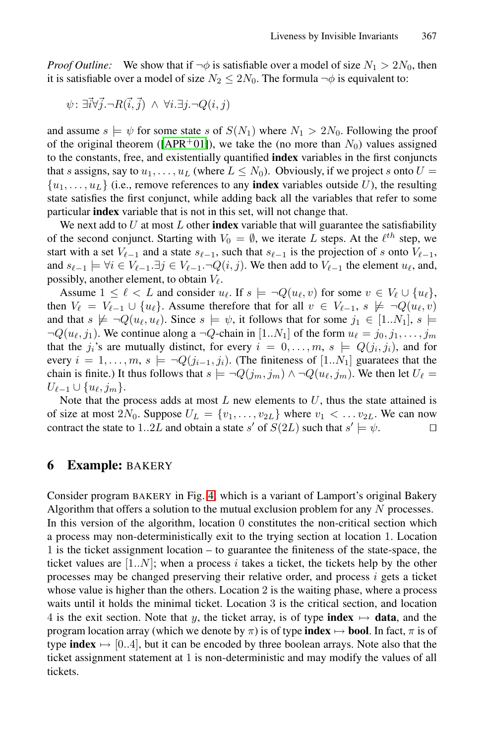*Proof Outline:* We show that if $\neg\phi$ is satisfiable over a model of size $N_1 > 2N_0$, then it is satisfiable over a model of size $N_2 \leq 2N_0$. The formula $\neg\phi$ is equivalent to:

$$\psi\colon \exists\vec{i}\forall\vec{j}.\neg R(\vec{i},\vec{j}) \;\wedge\; \forall i.\exists j.\neg Q(i,j)$$

and assume $s \models \psi$ for some state $s$ of $S(N_1)$ where $N_1 > 2N_0$. Following the proof of the original theorem ([APR+01]), we take the (no more than $N_0$) values assigned to the constants, free, and existentially quantified **index** variables in the first conjuncts that $s$ assigns, say to $u_1, \ldots, u_L$ (where $L \leq N_0$). Obviously, if we project $s$ onto $U = \{u_1, \ldots, u_L\}$ (i.e., remove references to any **index** variables outside $U$), the resulting state satisfies the first conjunct, while adding back all the variables that refer to some particular **index** variable that is not in this set, will not change that.

We next add to $U$ at most $L$ other **index** variable that will guarantee the satisfiability of the second conjunct. Starting with $V_0 = \emptyset$, we iterate $L$ steps. At the $\ell^{th}$ step, we start with a set $V_{\ell-1}$ and a state $s_{\ell-1}$, such that $s_{\ell-1}$ is the projection of $s$ onto $V_{\ell-1}$, and $s_{\ell-1} \models \forall i \in V_{\ell-1}.\exists j \in V_{\ell-1}.\neg Q(i,j)$. We then add to $V_{\ell-1}$ the element $u_\ell$, and, possibly, another element, to obtain $V_\ell$.

Assume $1 \leq \ell < L$ and consider $u_\ell$. If $s \models \neg Q(u_\ell, v)$ for some $v \in V_\ell \cup \{u_\ell\}$, then $V_\ell = V_{\ell-1} \cup \{u_\ell\}$. Assume therefore that for all $v \in V_{\ell-1}$, $s \not\models \neg Q(u_\ell, v)$ and that $s \not\models \neg Q(u_\ell, u_\ell)$. Since $s \models \psi$, it follows that for some $j_1 \in [1..N_1]$, $s \models \neg Q(u_\ell, j_1)$. We continue along a $\neg Q$-chain in $[1..N_1]$ of the form $u_\ell = j_0, j_1, \ldots, j_m$ that the $j_i$'s are mutually distinct, for every $i = 0, \ldots, m$, $s \models Q(j_i, j_i)$, and for every $i = 1, \ldots, m$, $s \models \neg Q(j_{i-1}, j_i)$. (The fineteness of $[1..N_1]$ guaratees that the chain is finite.) It thus follows that $s \models \neg Q(j_m, j_m) \wedge \neg Q(u_\ell, j_m)$. We then let $U_\ell = U_{\ell-1} \cup \{u_\ell, j_m\}$.

Note that the process adds at most $L$ new elements to $U$, thus the state attained is of size at most $2N_0$. Suppose $U_L = \{v_1, \ldots, v_{2L}\}$ where $v_1 < \ldots v_{2L}$. We can now contract the state to $1..2L$ and obtain a state $s'$ of $S(2L)$ such that $s' \models \psi$. ◻

## 6 Example: BAKERY

Consider program BAKERY in Fig. 4, which is a variant of Lamport's original Bakery Algorithm that offers a solution to the mutual exclusion problem for any $N$ processes. In this version of the algorithm, location 0 constitutes the non-critical section which a process may non-deterministically exit to the trying section at location 1. Location 1 is the ticket assignment location – to guarantee the finiteness of the state-space, the ticket values are $[1..N]$; when a process $i$ takes a ticket, the tickets help by the other processes may be changed preserving their relative order, and process $i$ gets a ticket whose value is higher than the others. Location 2 is the waiting phase, where a process waits until it holds the minimal ticket. Location 3 is the critical section, and location 4 is the exit section. Note that $y$, the ticket array, is of type **index** $\mapsto$ **data**, and the program location array (which we denote by $\pi$) is of type **index** $\mapsto$ **bool**. In fact, $\pi$ is of type **index** $\mapsto [0..4]$, but it can be encoded by three boolean arrays. Note also that the ticket assignment statement at 1 is non-deterministic and may modify the values of all tickets.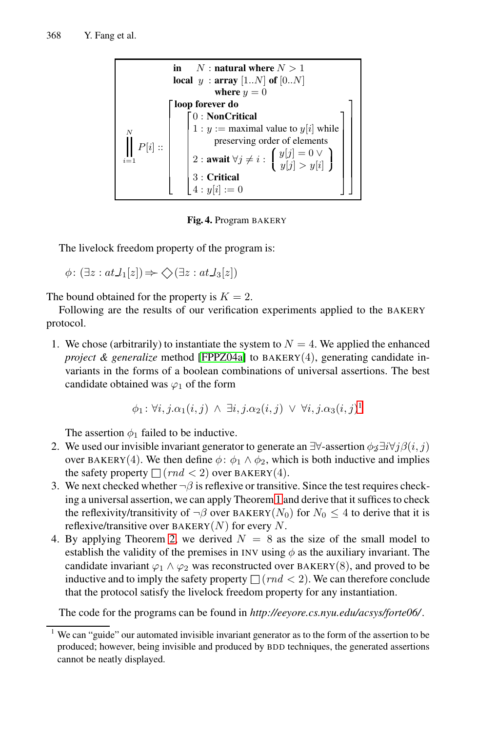$$
\begin{array}{l}
\textbf{in} \quad N : \textbf{natural where } N > 1 \\
\textbf{local} \;\; y \;\; : \textbf{array } [1..N] \textbf{ of } [0..N] \\
\qquad\qquad \textbf{where } y = 0 \\
\overset{N}{\underset{i=1}{\Big\|}} P[i] :: \left[ \begin{array}{l}
\textbf{loop forever do} \\
\left[ \begin{array}{l}
0 : \textbf{NonCritical} \\
1 : y := \text{maximal value to } y[i] \text{ while} \\
\qquad \text{preserving order of elements} \\
2 : \textbf{await } \forall j \neq i : \left\{ \begin{array}{l} y[j] = 0 \vee \\ y[j] > y[i] \end{array} \right\} \\
3 : \textbf{Critical} \\
4 : y[i] := 0
\end{array} \right]
\end{array} \right]
\end{array}
$$

**Fig. 4.** Program BAKERY

The livelock freedom property of the program is:

$$\phi\colon (\exists z : at\_l_1[z]) \Rightarrow \Diamond(\exists z : at\_l_3[z])$$

The bound obtained for the property is $K = 2$.

Following are the results of our verification experiments applied to the BAKERY protocol.

1. We chose (arbitrarily) to instantiate the system to $N = 4$. We applied the enhanced *project & generalize* method [FPPZ04a] to BAKERY(4), generating candidate invariants in the forms of a boolean combinations of universal assertions. The best candidate obtained was $\varphi_1$ of the form

$$\phi_1\colon \forall i, j.\alpha_1(i,j) \;\wedge\; \exists i, j.\alpha_2(i,j) \;\vee\; \forall i, j.\alpha_3(i,j)$$[1]

   The assertion $\phi_1$ failed to be inductive.
2. We used our invisible invariant generator to generate an $\exists\forall$-assertion $\phi_2 \exists i \forall j \beta(i,j)$ over BAKERY(4). We then define $\phi\colon \phi_1 \wedge \phi_2$, which is both inductive and implies the safety property $\Box(rnd < 2)$ over BAKERY(4).
3. We next checked whether $\neg\beta$ is reflexive or transitive. Since the test requires checking a universal assertion, we can apply Theorem 1 and derive that it suffices to check the reflexivity/transitivity of $\neg\beta$ over BAKERY($N_0$) for $N_0 \leq 4$ to derive that it is reflexive/transitive over BAKERY($N$) for every $N$.
4. By applying Theorem 2, we derived $N = 8$ as the size of the small model to establish the validity of the premises in INV using $\phi$ as the auxiliary invariant. The candidate invariant $\varphi_1 \wedge \varphi_2$ was reconstructed over BAKERY(8), and proved to be inductive and to imply the safety property $\Box(rnd < 2)$. We can therefore conclude that the protocol satisfy the livelock freedom property for any instantiation.

The code for the programs can be found in *http://eeyore.cs.nyu.edu/acsys/forte06/*.

[1] We can "guide" our automated invisible invariant generator as to the form of the assertion to be produced; however, being invisible and produced by BDD techniques, the generated assertions cannot be neatly displayed.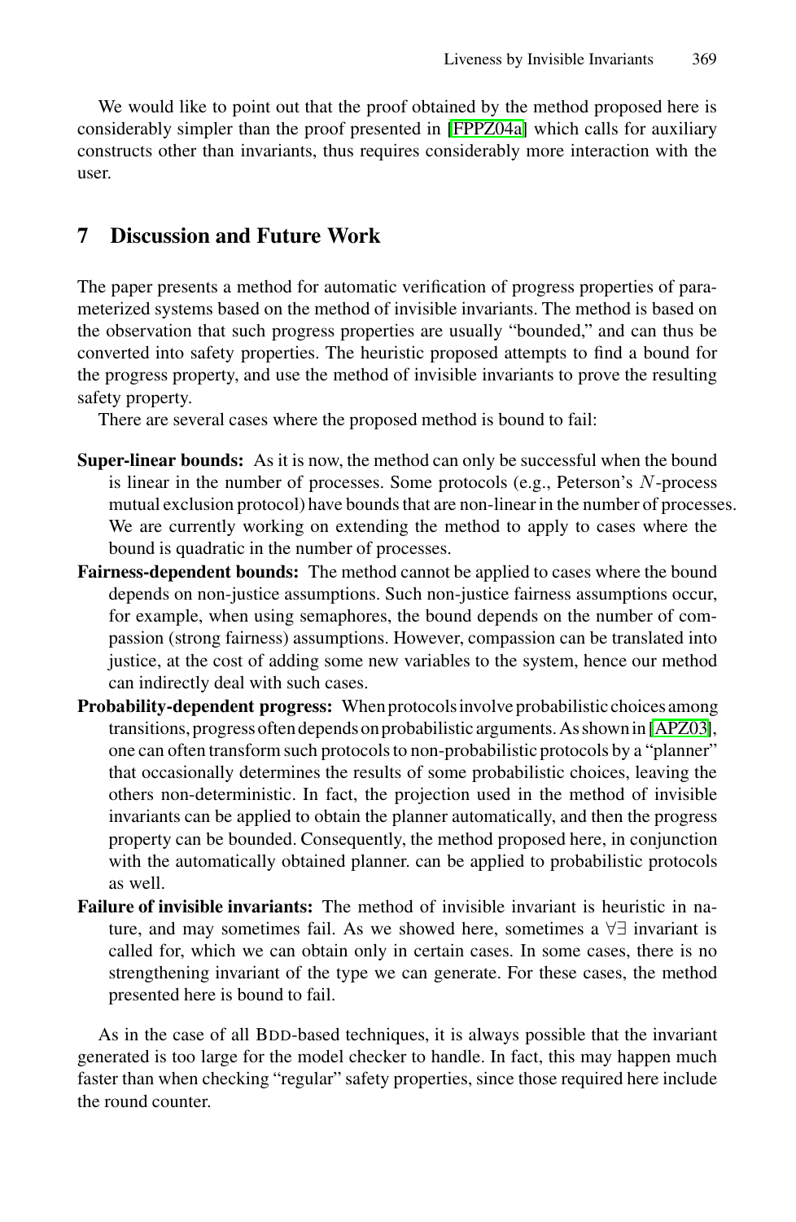We would like to point out that the proof obtained by the method proposed here is considerably simpler than the proof presented in [FPPZ04a] which calls for auxiliary constructs other than invariants, thus requires considerably more interaction with the user.

## 7 Discussion and Future Work

The paper presents a method for automatic verification of progress properties of parameterized systems based on the method of invisible invariants. The method is based on the observation that such progress properties are usually "bounded," and can thus be converted into safety properties. The heuristic proposed attempts to find a bound for the progress property, and use the method of invisible invariants to prove the resulting safety property.

There are several cases where the proposed method is bound to fail:

**Super-linear bounds:** As it is now, the method can only be successful when the bound is linear in the number of processes. Some protocols (e.g., Peterson's $N$-process mutual exclusion protocol) have bounds that are non-linear in the number of processes. We are currently working on extending the method to apply to cases where the bound is quadratic in the number of processes.

**Fairness-dependent bounds:** The method cannot be applied to cases where the bound depends on non-justice assumptions. Such non-justice fairness assumptions occur, for example, when using semaphores, the bound depends on the number of compassion (strong fairness) assumptions. However, compassion can be translated into justice, at the cost of adding some new variables to the system, hence our method can indirectly deal with such cases.

**Probability-dependent progress:** When protocols involve probabilistic choices among transitions, progress often depends on probabilistic arguments. As shown in [APZ03], one can often transform such protocols to non-probabilistic protocols by a "planner" that occasionally determines the results of some probabilistic choices, leaving the others non-deterministic. In fact, the projection used in the method of invisible invariants can be applied to obtain the planner automatically, and then the progress property can be bounded. Consequently, the method proposed here, in conjunction with the automatically obtained planner. can be applied to probabilistic protocols as well.

**Failure of invisible invariants:** The method of invisible invariant is heuristic in nature, and may sometimes fail. As we showed here, sometimes a $\forall\exists$ invariant is called for, which we can obtain only in certain cases. In some cases, there is no strengthening invariant of the type we can generate. For these cases, the method presented here is bound to fail.

As in the case of all BDD-based techniques, it is always possible that the invariant generated is too large for the model checker to handle. In fact, this may happen much faster than when checking "regular" safety properties, since those required here include the round counter.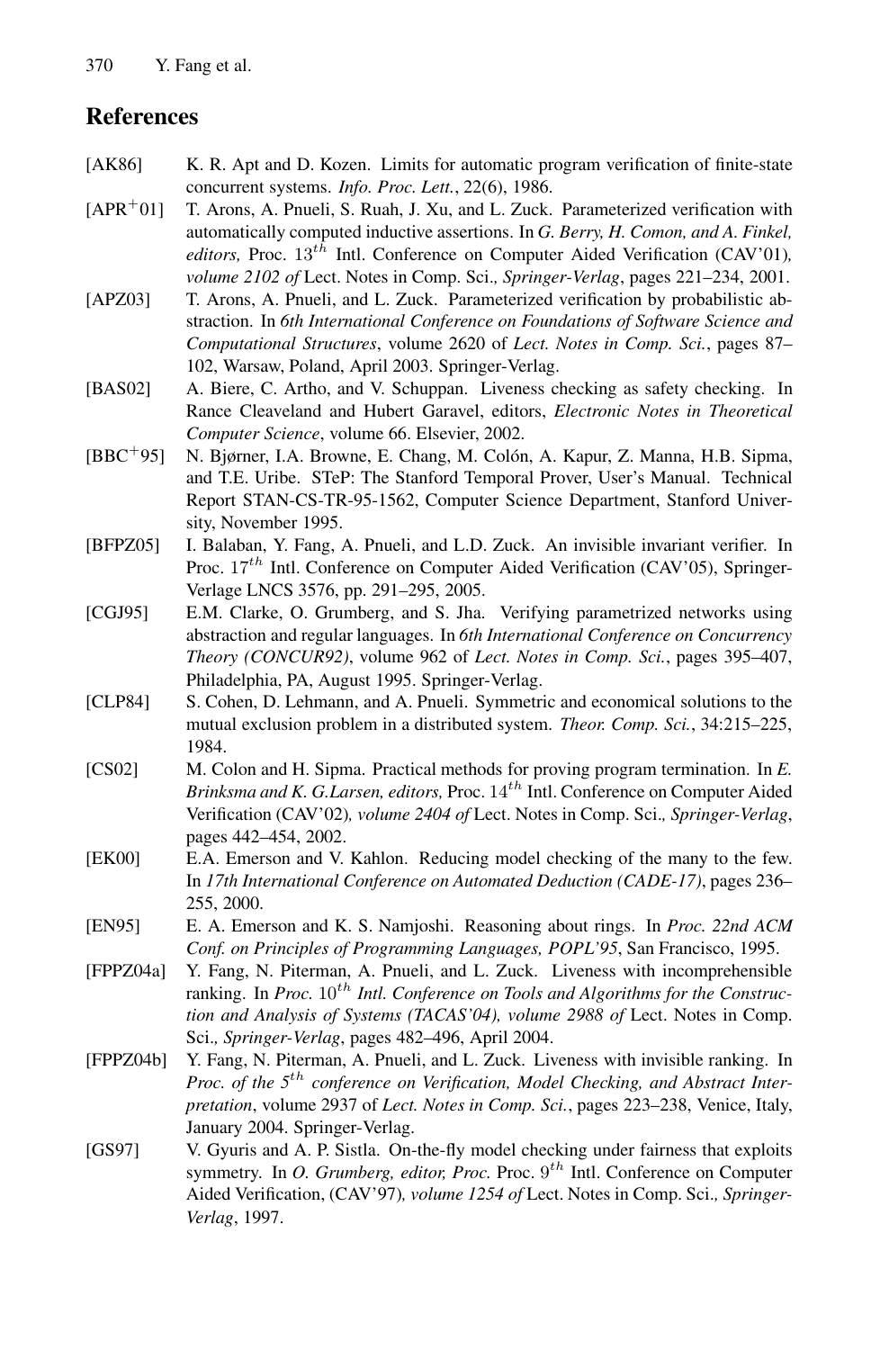## References

[AK86] K. R. Apt and D. Kozen. Limits for automatic program verification of finite-state concurrent systems. *Info. Proc. Lett.*, 22(6), 1986.

[APR+01] T. Arons, A. Pnueli, S. Ruah, J. Xu, and L. Zuck. Parameterized verification with automatically computed inductive assertions. In *G. Berry, H. Comon, and A. Finkel, editors,* Proc. $13^{th}$ Intl. Conference on Computer Aided Verification (CAV'01)*, volume 2102 of* Lect. Notes in Comp. Sci.*, Springer-Verlag*, pages 221–234, 2001.

[APZ03] T. Arons, A. Pnueli, and L. Zuck. Parameterized verification by probabilistic abstraction. In *6th International Conference on Foundations of Software Science and Computational Structures*, volume 2620 of *Lect. Notes in Comp. Sci.*, pages 87–102, Warsaw, Poland, April 2003. Springer-Verlag.

[BAS02] A. Biere, C. Artho, and V. Schuppan. Liveness checking as safety checking. In Rance Cleaveland and Hubert Garavel, editors, *Electronic Notes in Theoretical Computer Science*, volume 66. Elsevier, 2002.

[BBC+95] N. Bjørner, I.A. Browne, E. Chang, M. Colón, A. Kapur, Z. Manna, H.B. Sipma, and T.E. Uribe. STeP: The Stanford Temporal Prover, User's Manual. Technical Report STAN-CS-TR-95-1562, Computer Science Department, Stanford University, November 1995.

[BFPZ05] I. Balaban, Y. Fang, A. Pnueli, and L.D. Zuck. An invisible invariant verifier. In Proc. $17^{th}$ Intl. Conference on Computer Aided Verification (CAV'05), Springer-Verlage LNCS 3576, pp. 291–295, 2005.

[CGJ95] E.M. Clarke, O. Grumberg, and S. Jha. Verifying parametrized networks using abstraction and regular languages. In *6th International Conference on Concurrency Theory (CONCUR92)*, volume 962 of *Lect. Notes in Comp. Sci.*, pages 395–407, Philadelphia, PA, August 1995. Springer-Verlag.

[CLP84] S. Cohen, D. Lehmann, and A. Pnueli. Symmetric and economical solutions to the mutual exclusion problem in a distributed system. *Theor. Comp. Sci.*, 34:215–225, 1984.

[CS02] M. Colon and H. Sipma. Practical methods for proving program termination. In *E. Brinksma and K. G.Larsen, editors,* Proc. $14^{th}$ Intl. Conference on Computer Aided Verification (CAV'02)*, volume 2404 of* Lect. Notes in Comp. Sci.*, Springer-Verlag*, pages 442–454, 2002.

[EK00] E.A. Emerson and V. Kahlon. Reducing model checking of the many to the few. In *17th International Conference on Automated Deduction (CADE-17)*, pages 236–255, 2000.

[EN95] E. A. Emerson and K. S. Namjoshi. Reasoning about rings. In *Proc. 22nd ACM Conf. on Principles of Programming Languages, POPL'95*, San Francisco, 1995.

[FPPZ04a] Y. Fang, N. Piterman, A. Pnueli, and L. Zuck. Liveness with incomprehensible ranking. In *Proc.* $10^{th}$ *Intl. Conference on Tools and Algorithms for the Construction and Analysis of Systems (TACAS'04), volume 2988 of* Lect. Notes in Comp. Sci.*, Springer-Verlag*, pages 482–496, April 2004.

[FPPZ04b] Y. Fang, N. Piterman, A. Pnueli, and L. Zuck. Liveness with invisible ranking. In *Proc. of the* $5^{th}$ *conference on Verification, Model Checking, and Abstract Interpretation*, volume 2937 of *Lect. Notes in Comp. Sci.*, pages 223–238, Venice, Italy, January 2004. Springer-Verlag.

[GS97] V. Gyuris and A. P. Sistla. On-the-fly model checking under fairness that exploits symmetry. In *O. Grumberg, editor, Proc.* Proc. $9^{th}$ Intl. Conference on Computer Aided Verification, (CAV'97)*, volume 1254 of* Lect. Notes in Comp. Sci.*, Springer-Verlag*, 1997.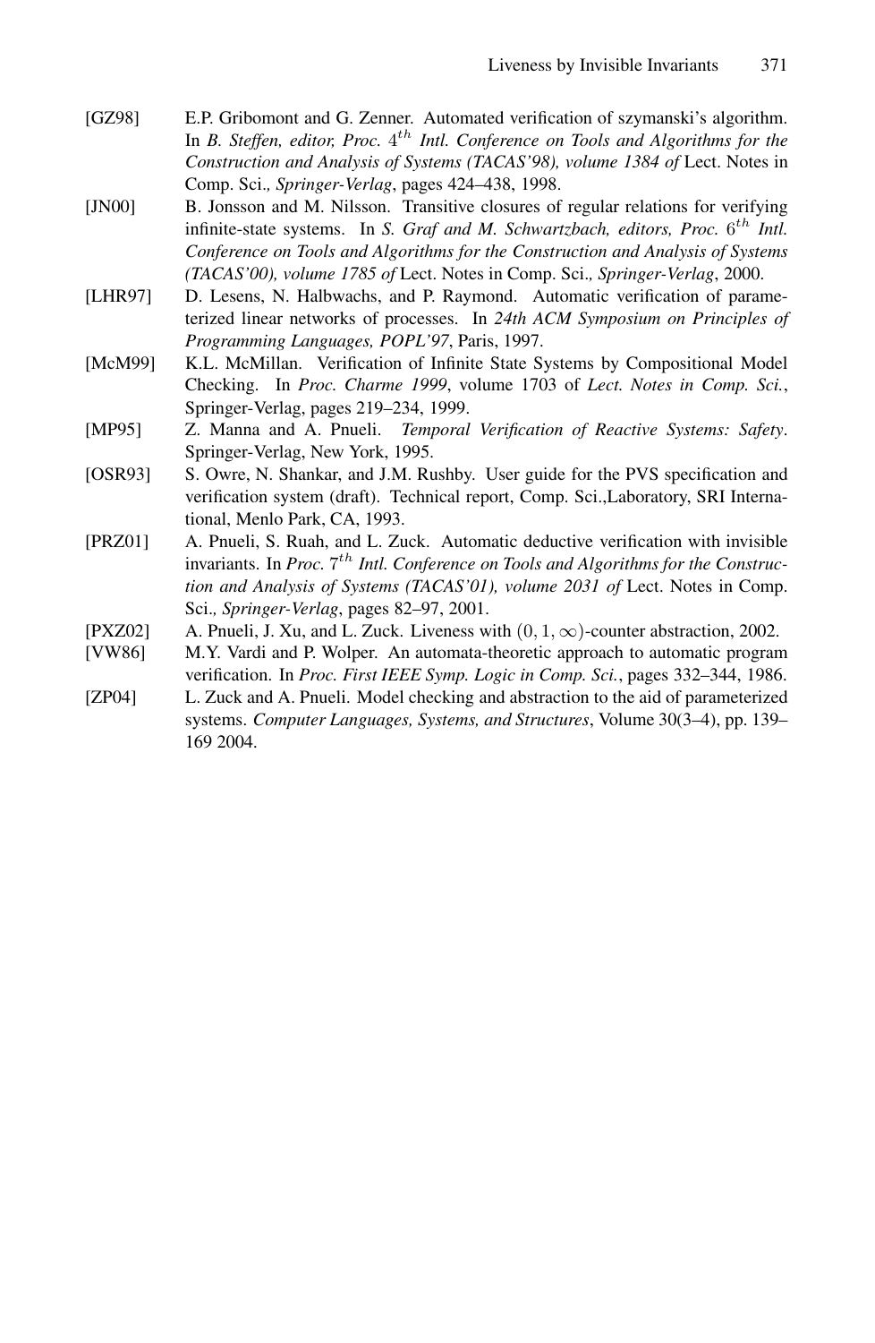[GZ98] E.P. Gribomont and G. Zenner. Automated verification of szymanski's algorithm. In *B. Steffen, editor, Proc.* $4^{th}$ *Intl. Conference on Tools and Algorithms for the Construction and Analysis of Systems (TACAS'98), volume 1384 of* Lect. Notes in Comp. Sci.*, Springer-Verlag*, pages 424–438, 1998.

[JN00] B. Jonsson and M. Nilsson. Transitive closures of regular relations for verifying infinite-state systems. In *S. Graf and M. Schwartzbach, editors, Proc.* $6^{th}$ *Intl. Conference on Tools and Algorithms for the Construction and Analysis of Systems (TACAS'00), volume 1785 of* Lect. Notes in Comp. Sci.*, Springer-Verlag*, 2000.

[LHR97] D. Lesens, N. Halbwachs, and P. Raymond. Automatic verification of parameterized linear networks of processes. In *24th ACM Symposium on Principles of Programming Languages, POPL'97*, Paris, 1997.

[McM99] K.L. McMillan. Verification of Infinite State Systems by Compositional Model Checking. In *Proc. Charme 1999*, volume 1703 of *Lect. Notes in Comp. Sci.*, Springer-Verlag, pages 219–234, 1999.

[MP95] Z. Manna and A. Pnueli. *Temporal Verification of Reactive Systems: Safety*. Springer-Verlag, New York, 1995.

[OSR93] S. Owre, N. Shankar, and J.M. Rushby. User guide for the PVS specification and verification system (draft). Technical report, Comp. Sci.,Laboratory, SRI International, Menlo Park, CA, 1993.

[PRZ01] A. Pnueli, S. Ruah, and L. Zuck. Automatic deductive verification with invisible invariants. In *Proc.* $7^{th}$ *Intl. Conference on Tools and Algorithms for the Construction and Analysis of Systems (TACAS'01), volume 2031 of* Lect. Notes in Comp. Sci.*, Springer-Verlag*, pages 82–97, 2001.

[PXZ02] A. Pnueli, J. Xu, and L. Zuck. Liveness with $(0, 1, \infty)$-counter abstraction, 2002.

[VW86] M.Y. Vardi and P. Wolper. An automata-theoretic approach to automatic program verification. In *Proc. First IEEE Symp. Logic in Comp. Sci.*, pages 332–344, 1986.

[ZP04] L. Zuck and A. Pnueli. Model checking and abstraction to the aid of parameterized systems. *Computer Languages, Systems, and Structures*, Volume 30(3–4), pp. 139–169 2004.